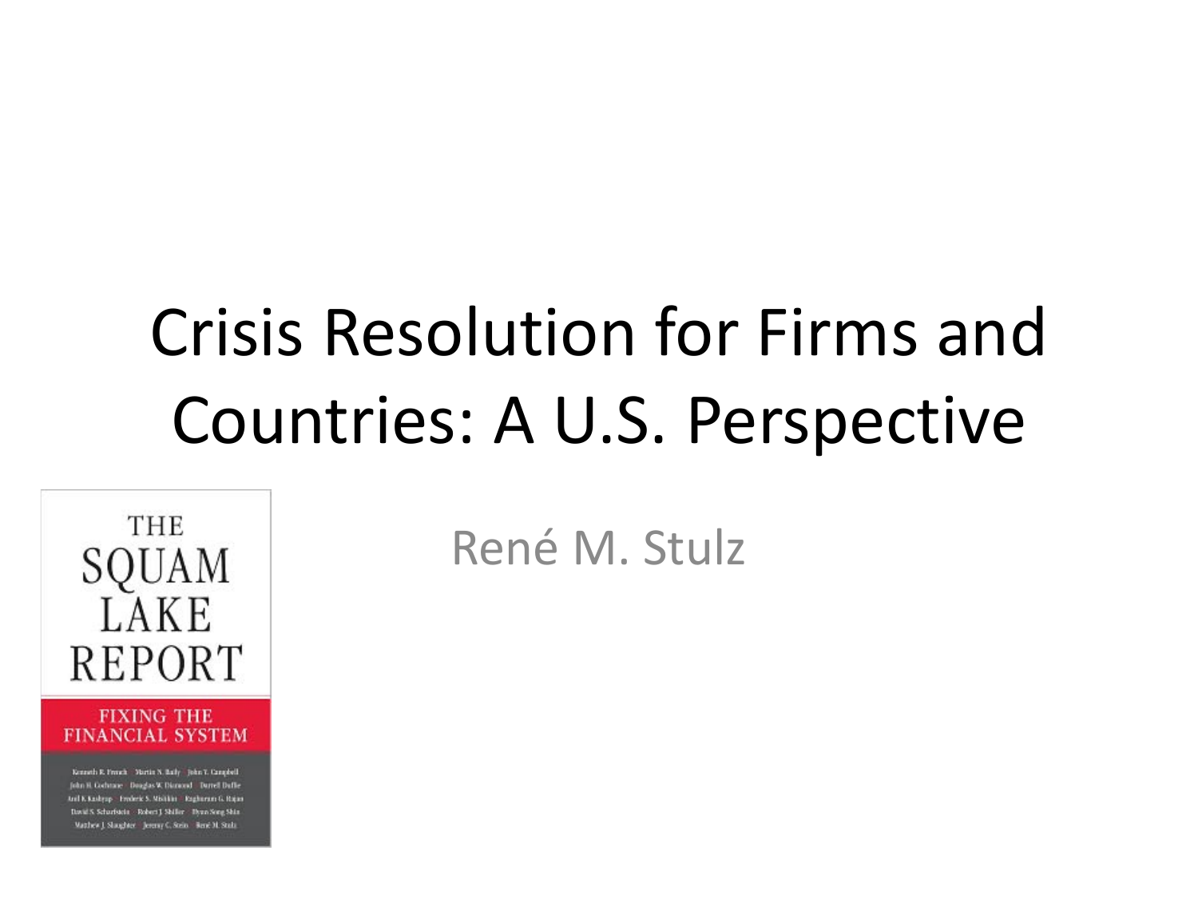# Crisis Resolution for Firms and Countries: A U.S. Perspective

René M. Stulz

THE SQUAM LAKE REPORT

FIXING THE FINANCIAL SYSTEM

Kenneth R. French · Martin N. Baily · John Y. Campbell
John H. Cochrane · Douglas W. Diamond · Darrell Duffie
Anil K Kashyap · Frederic S. Mishkin · Raghuram G. Rajan
David S. Scharfstein · Robert J. Shiller · Hyun Song Shin
Matthew J. Slaughter · Jeremy C. Stein · René M. Stulz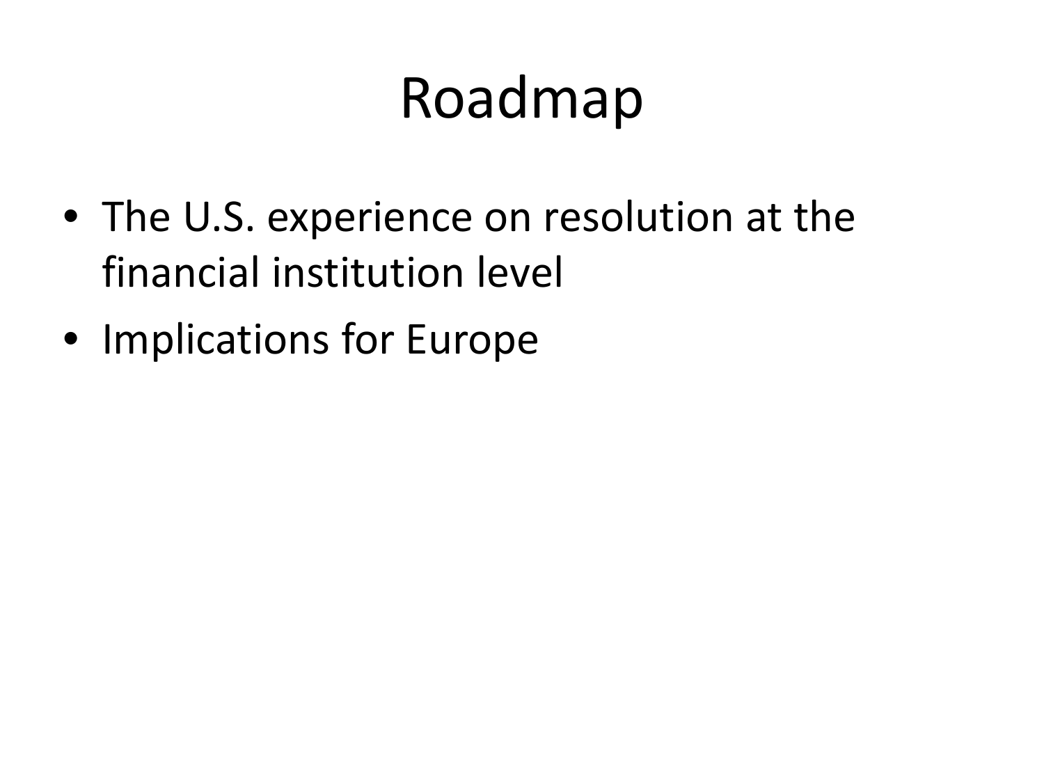# Roadmap

- The U.S. experience on resolution at the financial institution level
- Implications for Europe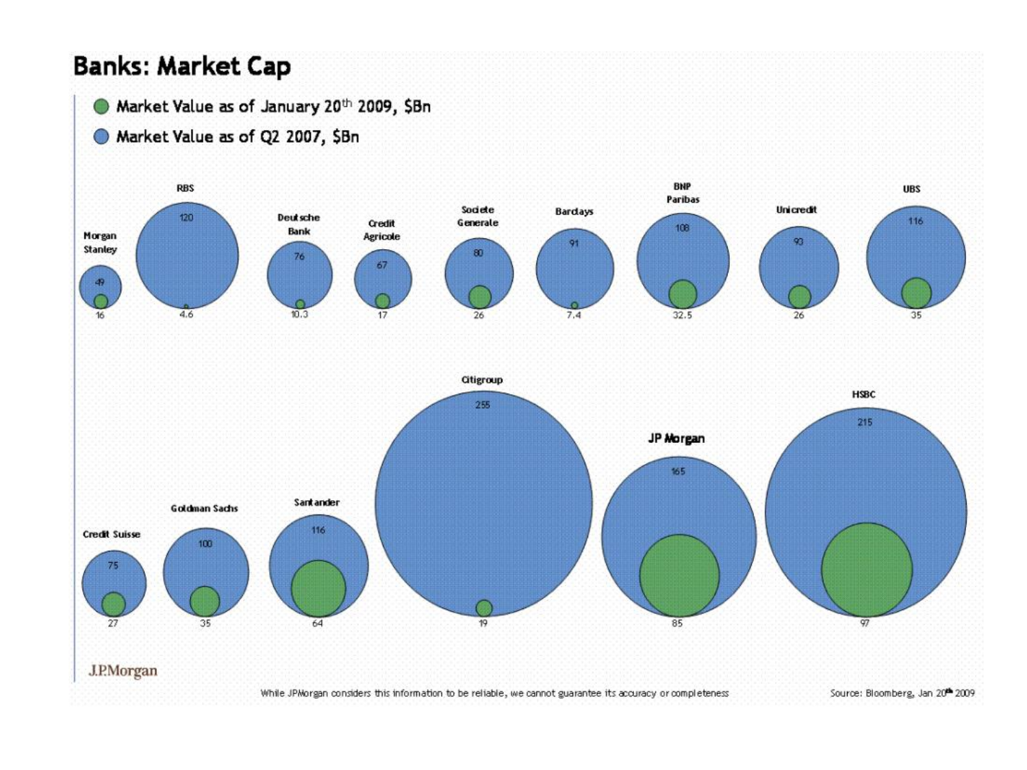# Banks: Market Cap

- Market Value as of January 20th 2009, $Bn
- Market Value as of Q2 2007, $Bn

Morgan Stanley
49
16

RBS
120
4.6

Deutsche Bank
76
10.3

Credit Agricole
67
17

Societe Generale
80
26

Barclays
91
7.4

BNP Paribas
108
32.5

Unicredit
93
26

UBS
116
35

Credit Suisse
75
27

Goldman Sachs
100
35

Santander
116
64

Citigroup
255
19

JP Morgan
165
85

HSBC
215
97

J.P.Morgan

While JPMorgan considers this information to be reliable, we cannot guarantee its accuracy or completeness

Source: Bloomberg, Jan 20th 2009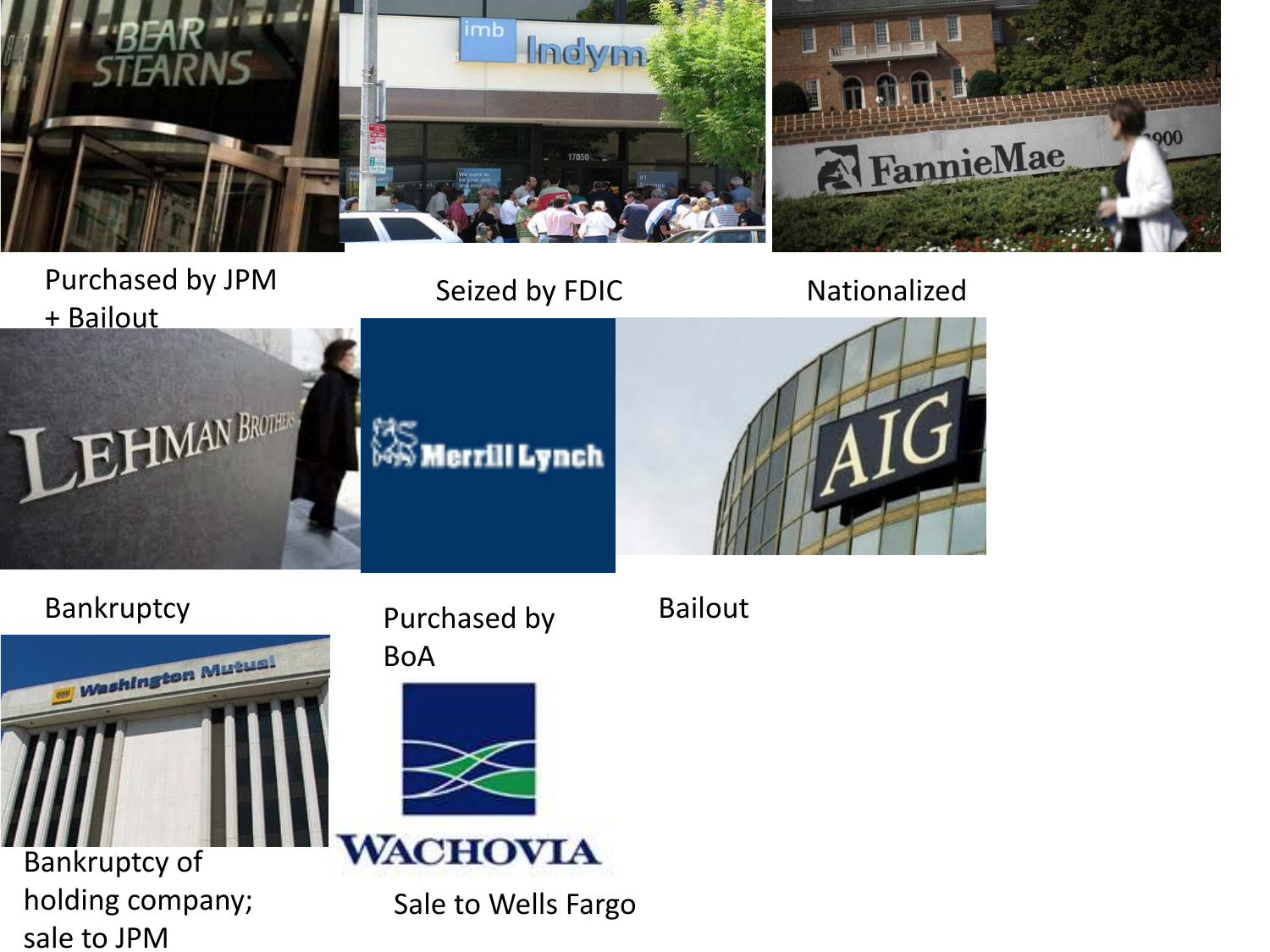Purchased by JPM + Bailout

Seized by FDIC

Nationalized

Bankruptcy

Purchased by BoA

Bailout

Bankruptcy of holding company; sale to JPM

Sale to Wells Fargo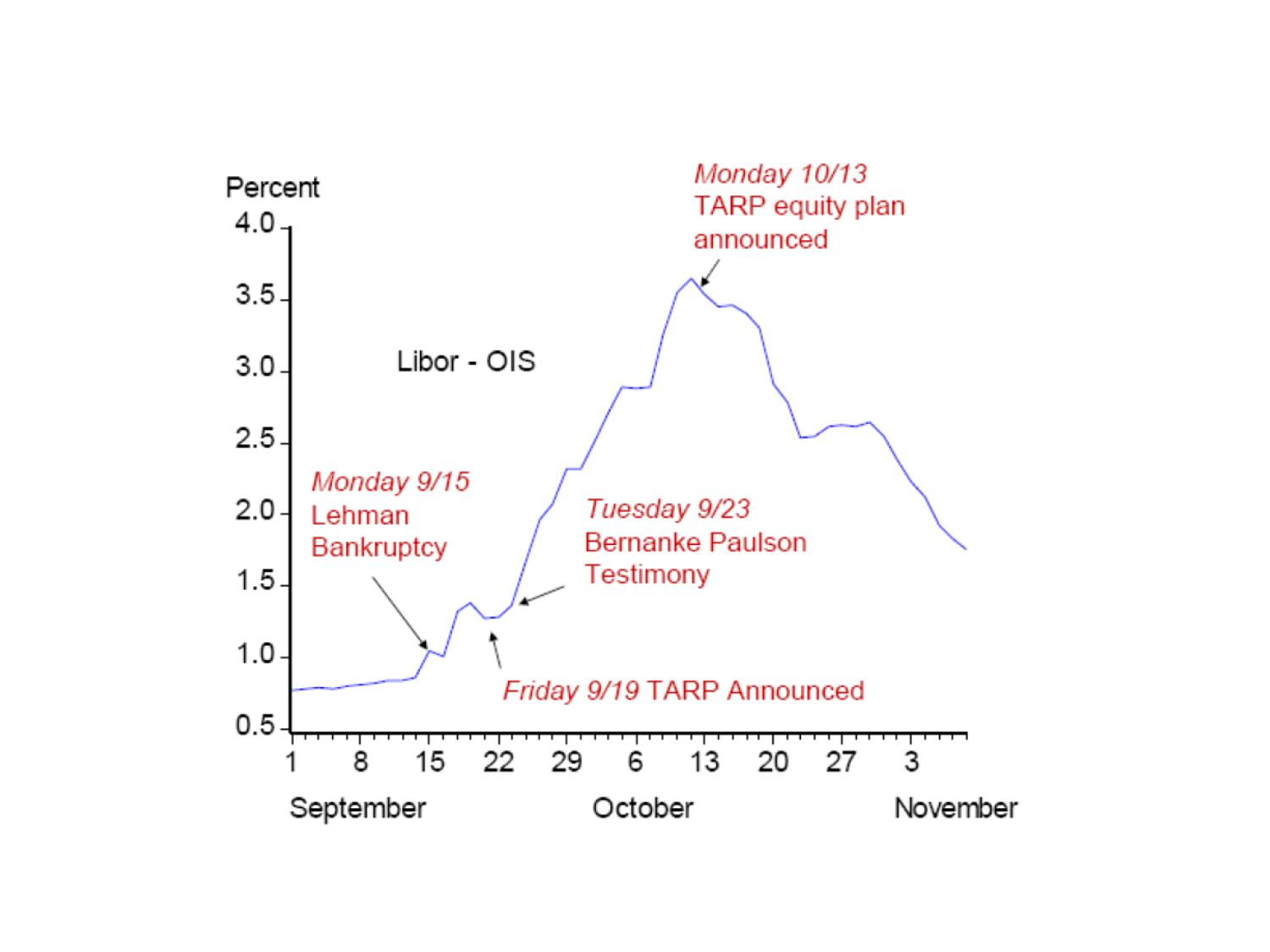Percent

4.0
3.5
3.0
2.5
2.0
1.5
1.0
0.5

Libor - OIS

*Monday 9/15*
Lehman
Bankruptcy

*Tuesday 9/23*
Bernanke Paulson
Testimony

*Friday 9/19* TARP Announced

*Monday 10/13*
TARP equity plan
announced

1 8 15 22 29 6 13 20 27 3

September October November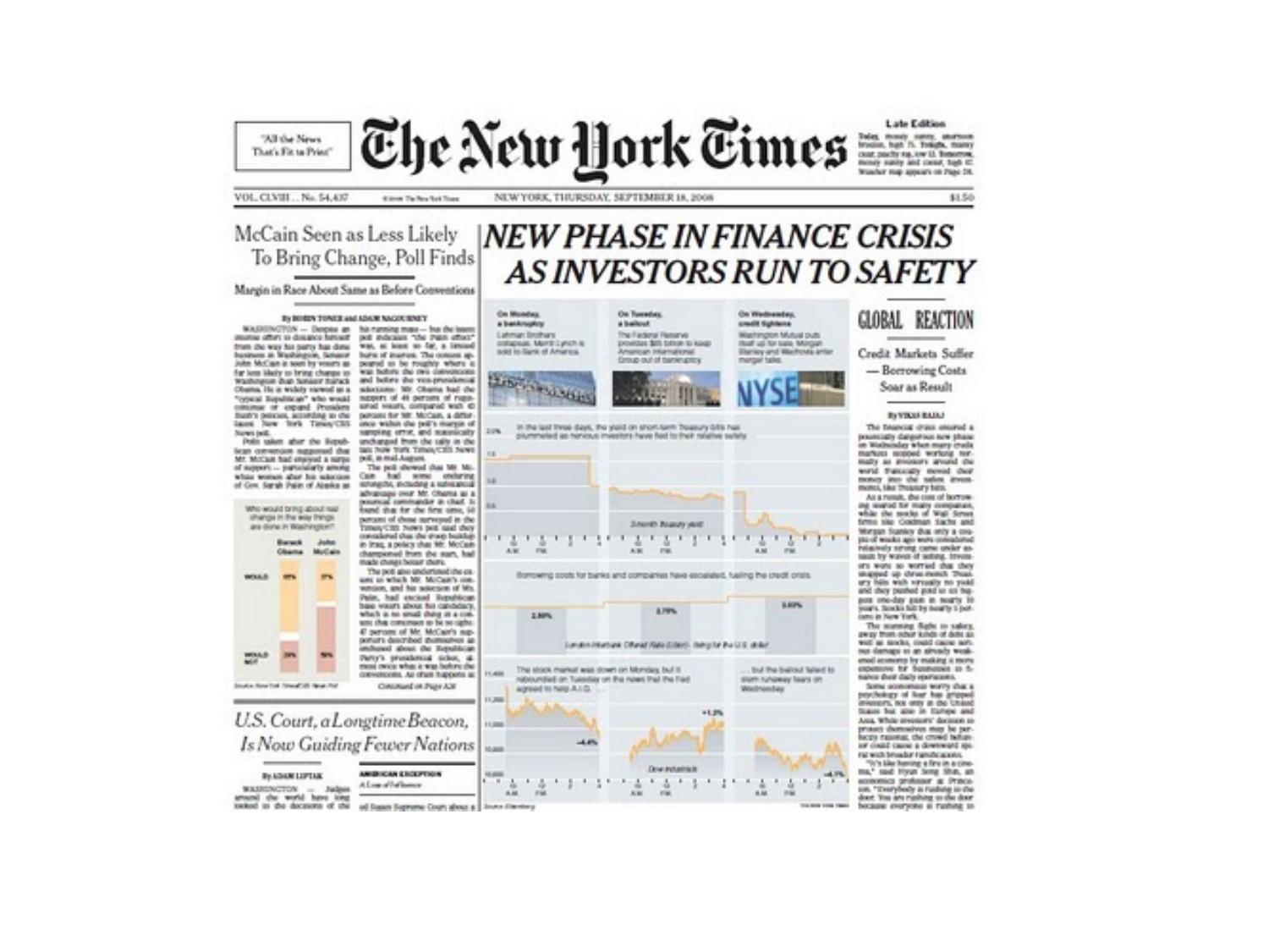"All the News That's Fit to Print"

# The New York Times

Late Edition

VOL. CLVIII . . . No. 54,437 — NEW YORK, THURSDAY, SEPTEMBER 18, 2008 — $1.50

## McCain Seen as Less Likely To Bring Change, Poll Finds

### Margin in Race About Same as Before Conventions

By ROBIN TONER and ADAM NAGOURNEY

Who would bring about real change in the way things are done in Washington?

Barack Obama

John McCain

WOULD

WOULD NOT

## NEW PHASE IN FINANCE CRISIS AS INVESTORS RUN TO SAFETY

On Monday, a bankruptcy

On Tuesday, a bailout

On Wednesday, credit tighteners

NYSE

In the last three days, the yield on short-term Treasury bills has plummeted as nervous investors have fled to their relative safety.

3-month Treasury yield

Borrowing costs for banks and companies have escalated, fueling the credit crisis.

The stock market was down on Monday, but it rebounded on Tuesday on the news that the Fed agreed to help A.I.G.

... but the bailout failed to stem runaway fears on Wednesday.

-4.4%

+1.3%

-4.1%

Dow industrials

## GLOBAL REACTION

### Credit Markets Suffer — Borrowing Costs Soar as Result

By VIKAS BAJAJ

## U.S. Court, a Longtime Beacon, Is Now Guiding Fewer Nations

By ADAM LIPTAK

AMERICAN EXCEPTION

A Loss of Influence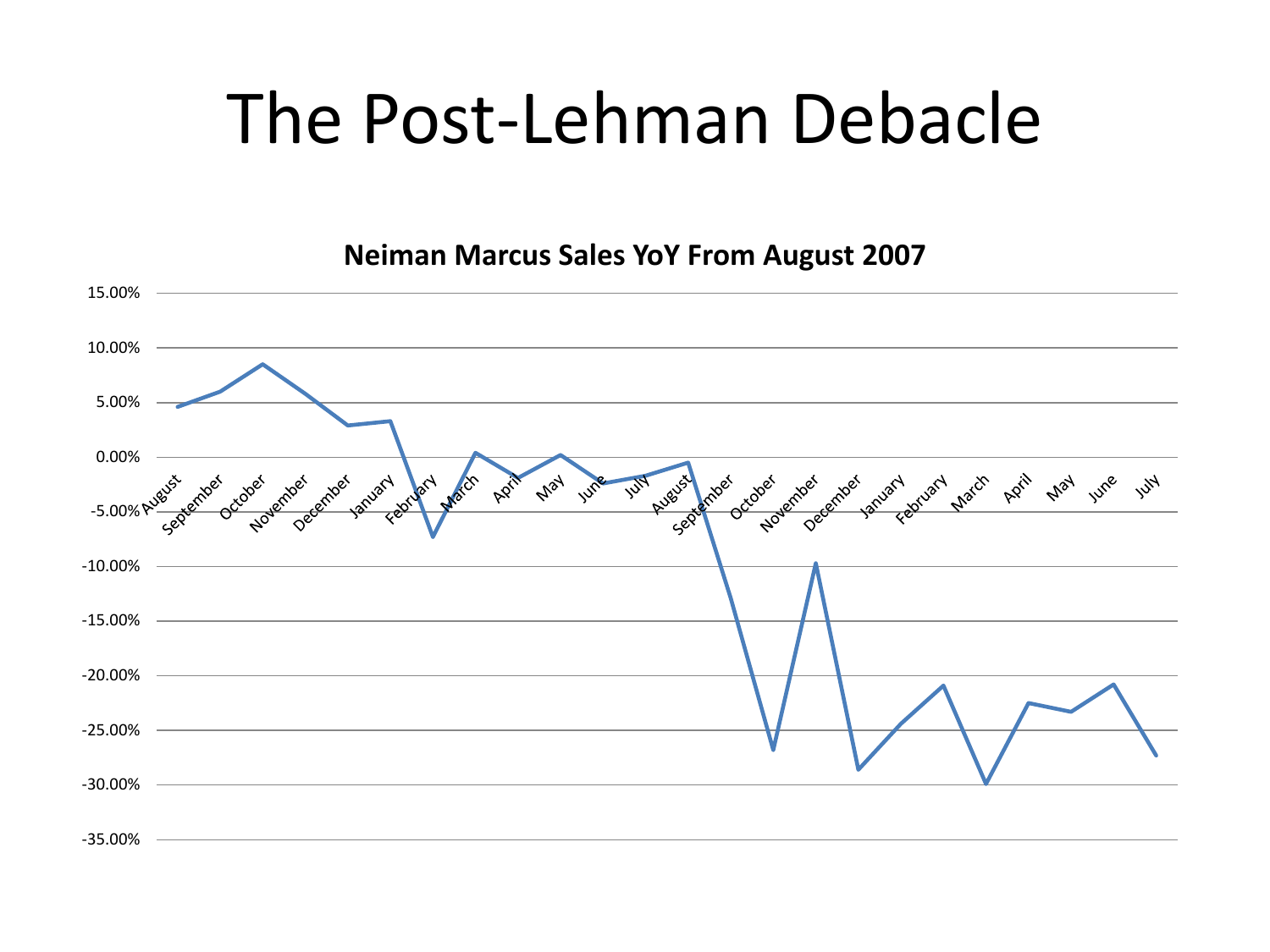# The Post-Lehman Debacle

**Neiman Marcus Sales YoY From August 2007**

15.00%
10.00%
5.00%
0.00%
-5.00%
-10.00%
-15.00%
-20.00%
-25.00%
-30.00%
-35.00%

August
September
October
November
December
January
February
March
April
May
June
July
August
September
October
November
December
January
February
March
April
May
June
July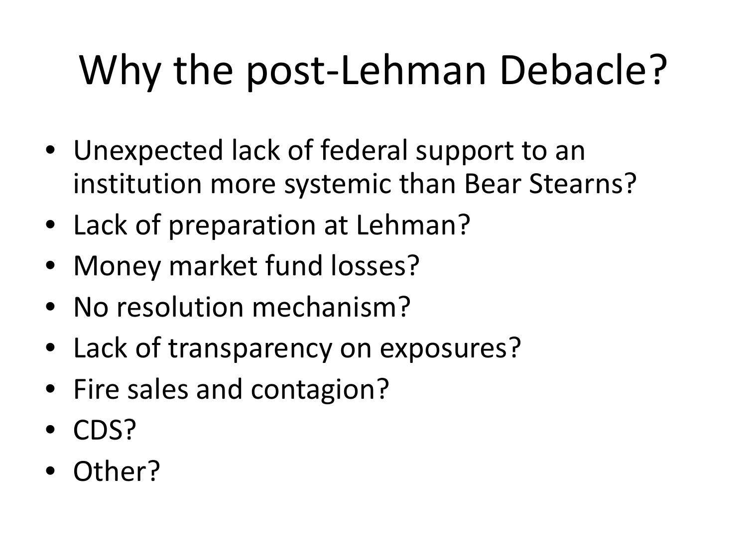# Why the post-Lehman Debacle?

- Unexpected lack of federal support to an institution more systemic than Bear Stearns?
- Lack of preparation at Lehman?
- Money market fund losses?
- No resolution mechanism?
- Lack of transparency on exposures?
- Fire sales and contagion?
- CDS?
- Other?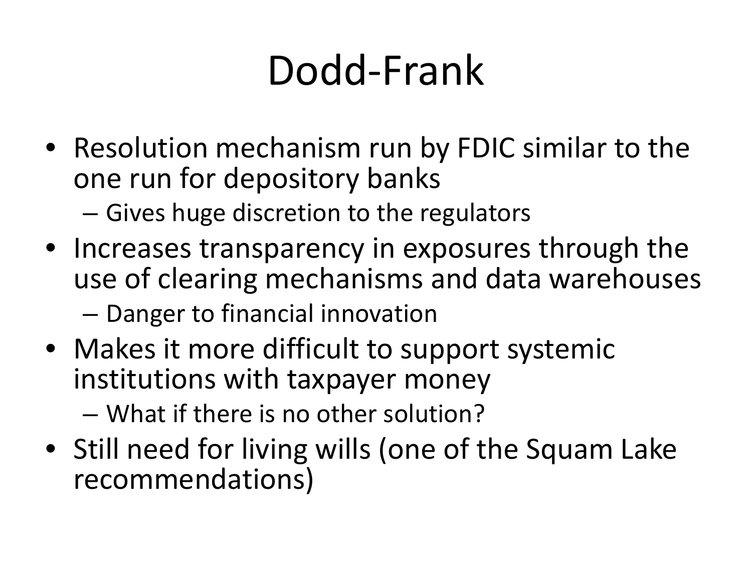# Dodd-Frank

- Resolution mechanism run by FDIC similar to the one run for depository banks
  - Gives huge discretion to the regulators
- Increases transparency in exposures through the use of clearing mechanisms and data warehouses
  - Danger to financial innovation
- Makes it more difficult to support systemic institutions with taxpayer money
  - What if there is no other solution?
- Still need for living wills (one of the Squam Lake recommendations)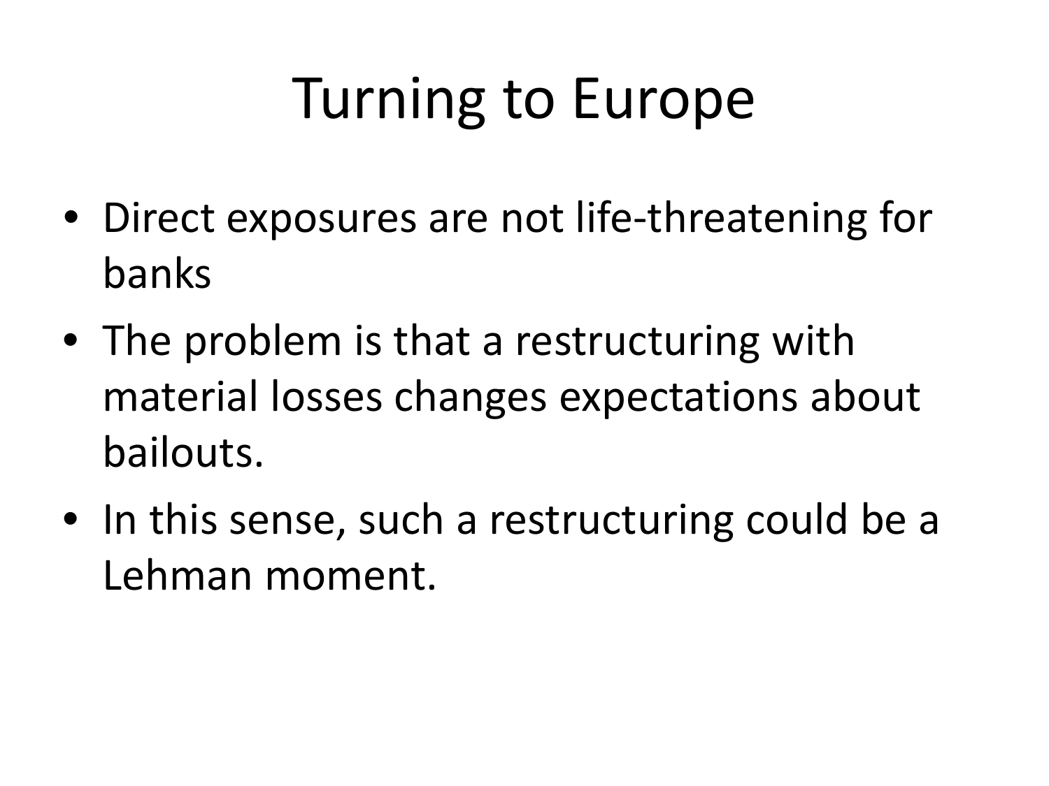# Turning to Europe

- Direct exposures are not life-threatening for banks
- The problem is that a restructuring with material losses changes expectations about bailouts.
- In this sense, such a restructuring could be a Lehman moment.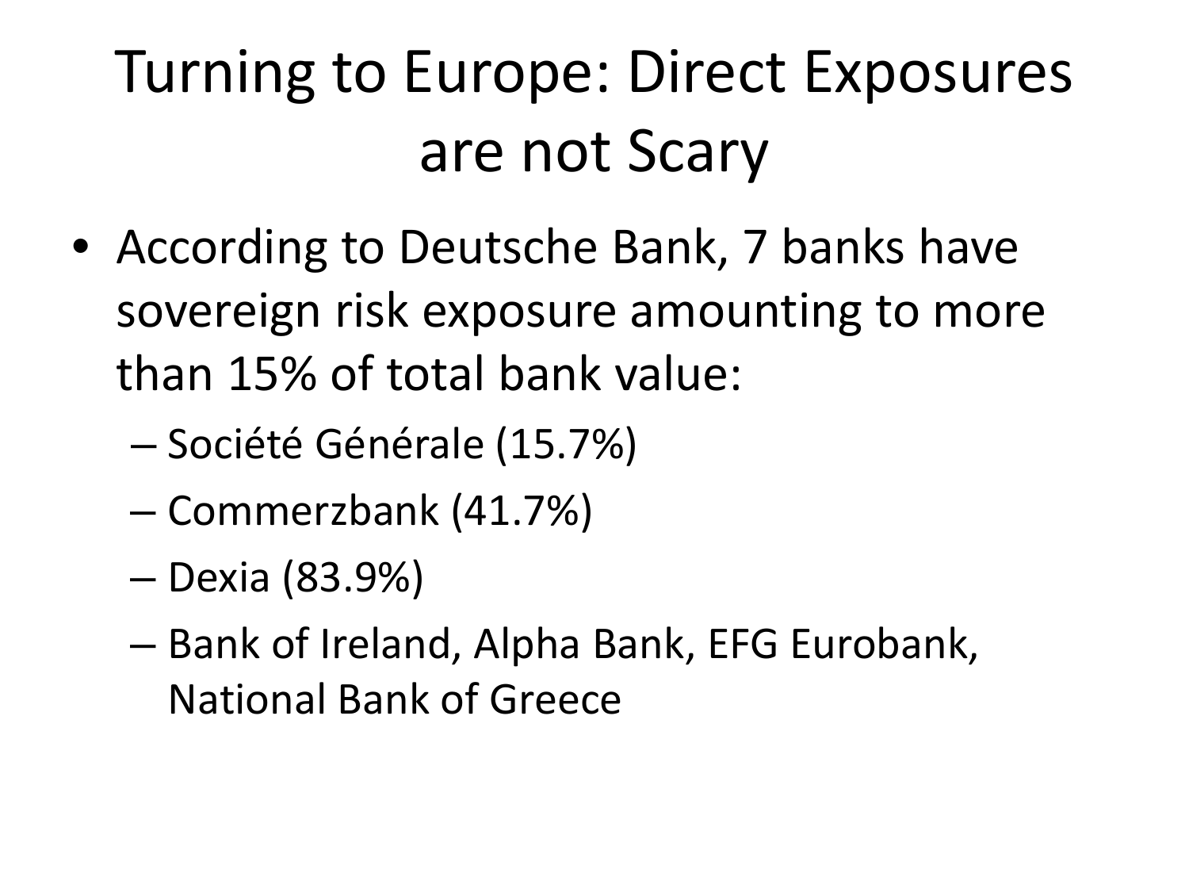# Turning to Europe: Direct Exposures are not Scary

- According to Deutsche Bank, 7 banks have sovereign risk exposure amounting to more than 15% of total bank value:
  - Société Générale (15.7%)
  - Commerzbank (41.7%)
  - Dexia (83.9%)
  - Bank of Ireland, Alpha Bank, EFG Eurobank, National Bank of Greece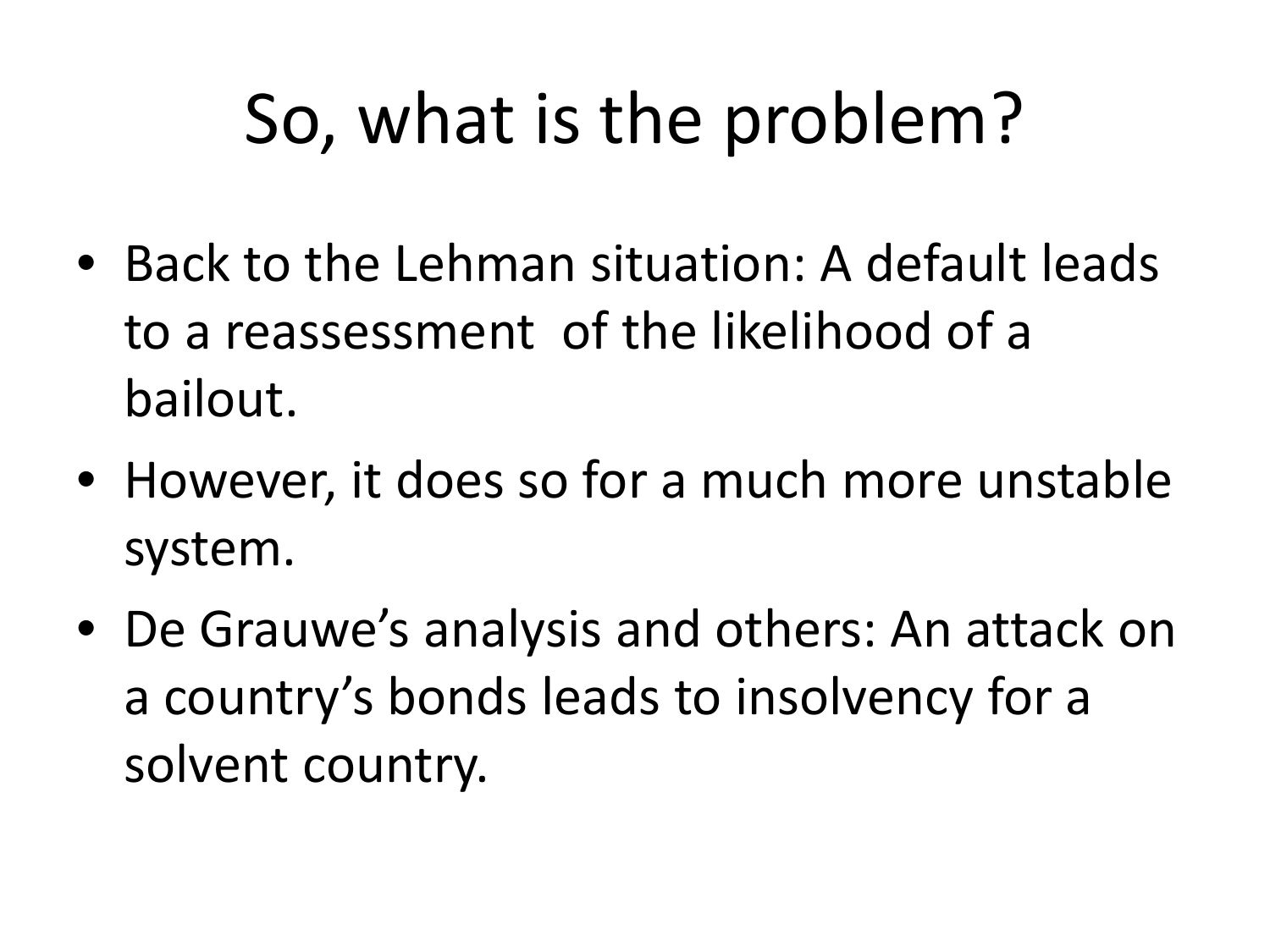# So, what is the problem?

- Back to the Lehman situation: A default leads to a reassessment  of the likelihood of a bailout.
- However, it does so for a much more unstable system.
- De Grauwe's analysis and others: An attack on a country's bonds leads to insolvency for a solvent country.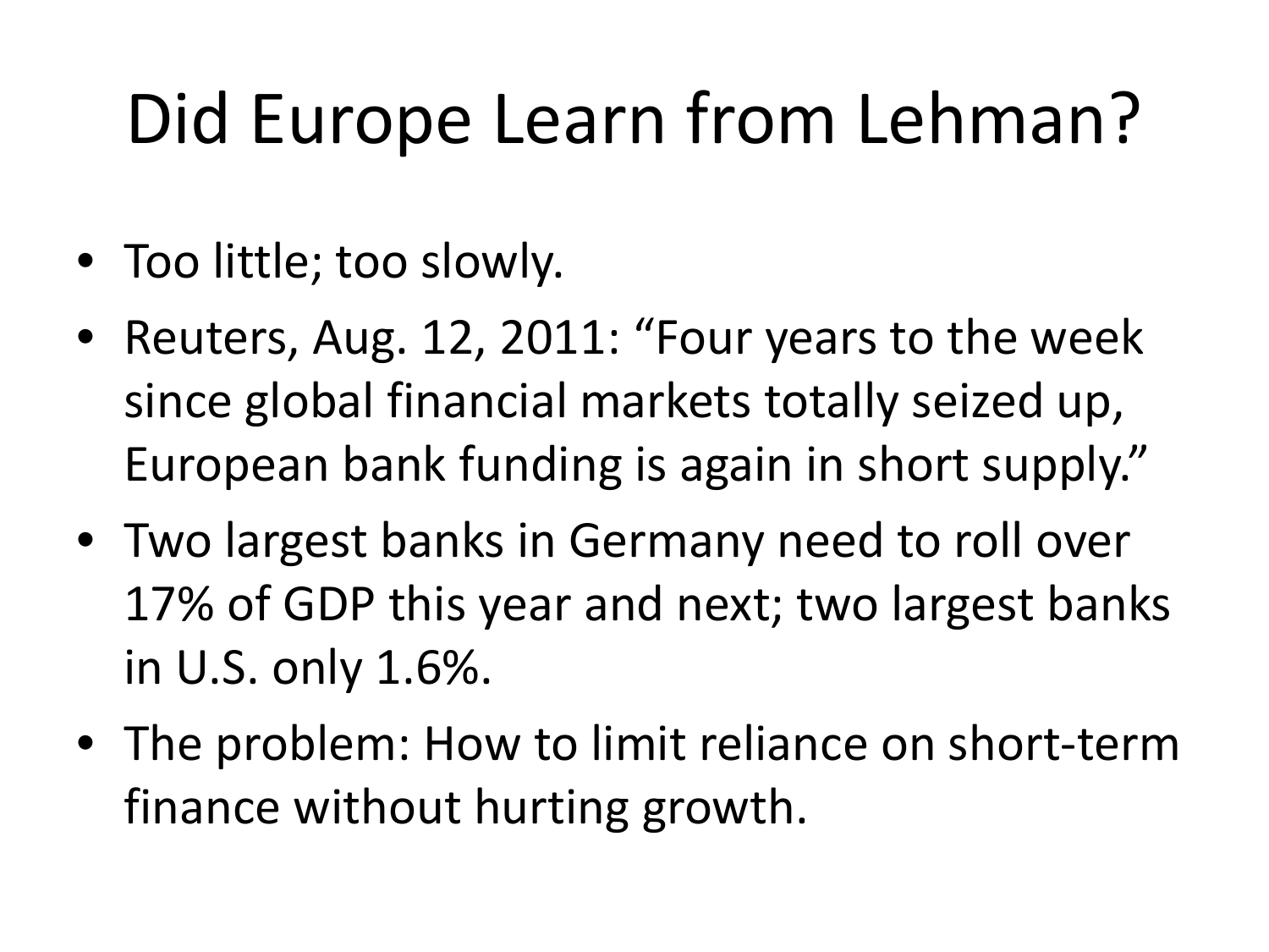# Did Europe Learn from Lehman?

- Too little; too slowly.
- Reuters, Aug. 12, 2011: "Four years to the week since global financial markets totally seized up, European bank funding is again in short supply."
- Two largest banks in Germany need to roll over 17% of GDP this year and next; two largest banks in U.S. only 1.6%.
- The problem: How to limit reliance on short-term finance without hurting growth.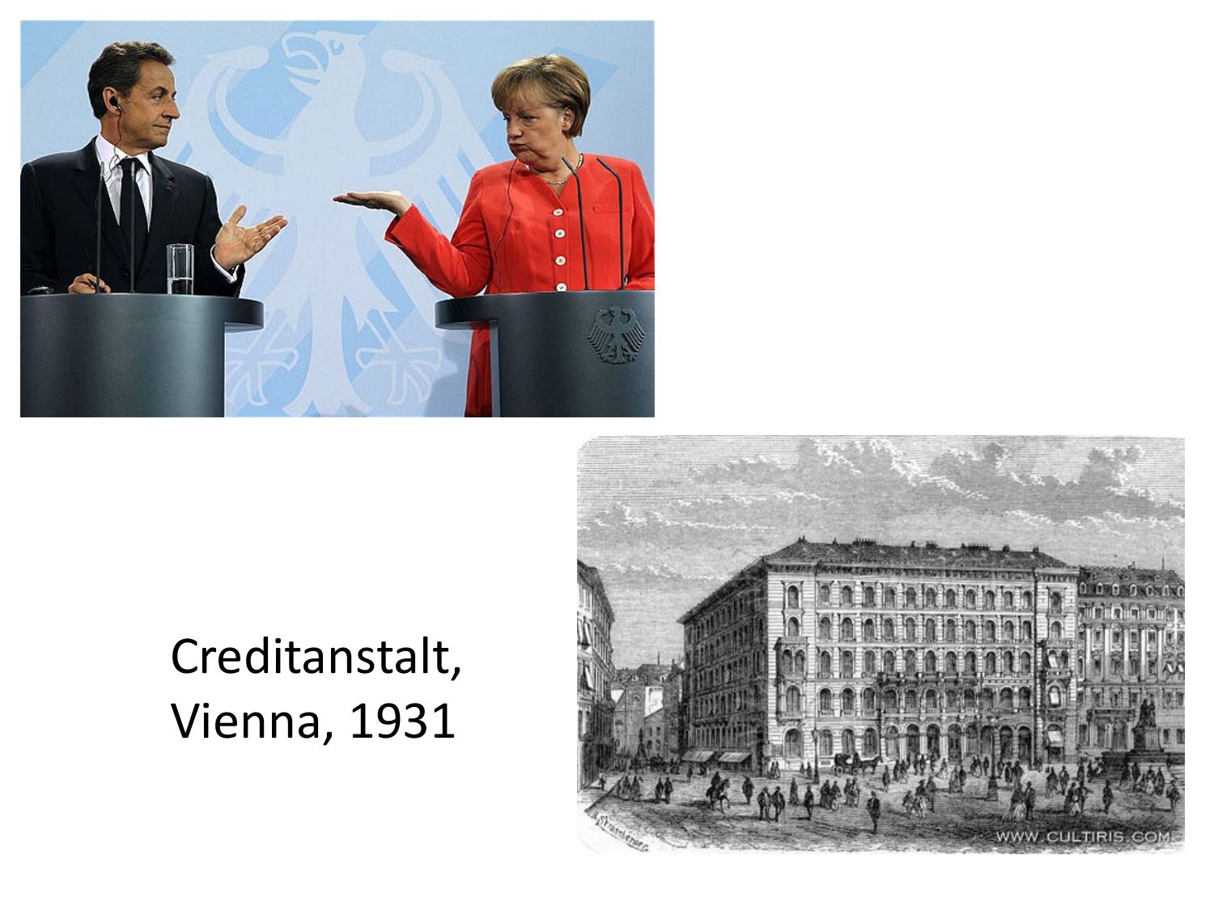Creditanstalt, Vienna, 1931